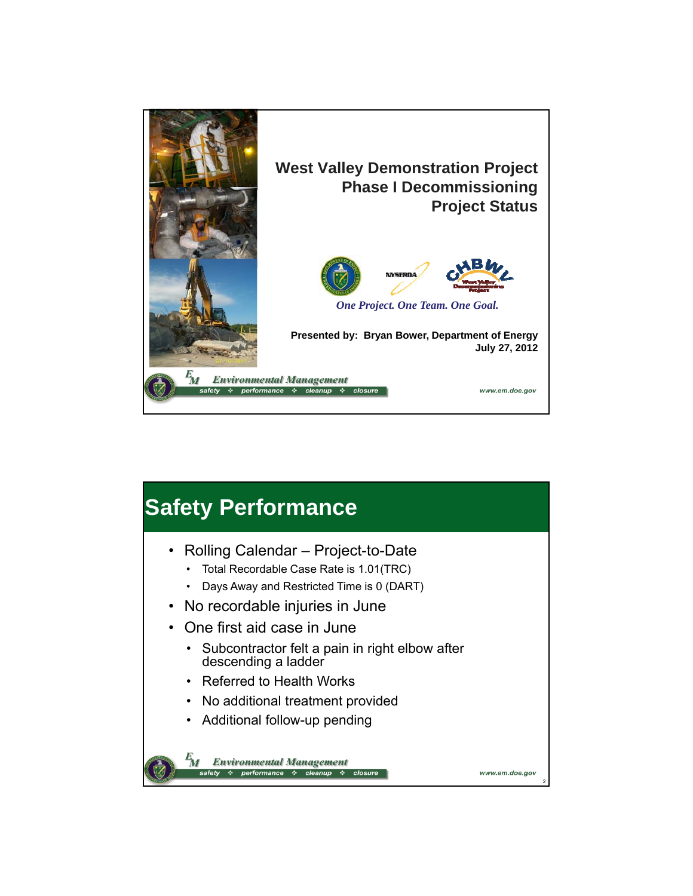# West Valley Demonstration Project Phase I Decommissioning Project Status

*One Project. One Team. One Goal.*

**Presented by: Bryan Bower, Department of Energy**
**July 27, 2012**

## Safety Performance

- Rolling Calendar – Project-to-Date
  - Total Recordable Case Rate is 1.01(TRC)
  - Days Away and Restricted Time is 0 (DART)
- No recordable injuries in June
- One first aid case in June
  - Subcontractor felt a pain in right elbow after descending a ladder
  - Referred to Health Works
  - No additional treatment provided
  - Additional follow-up pending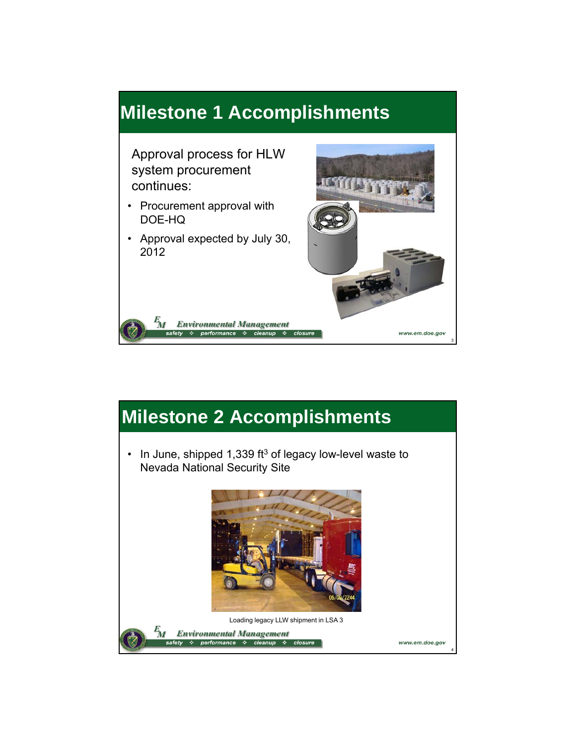# Milestone 1 Accomplishments

Approval process for HLW system procurement continues:

- Procurement approval with DOE-HQ
- Approval expected by July 30, 2012

# Milestone 2 Accomplishments

- In June, shipped 1,339 ft$^3$ of legacy low-level waste to Nevada National Security Site

Loading legacy LLW shipment in LSA 3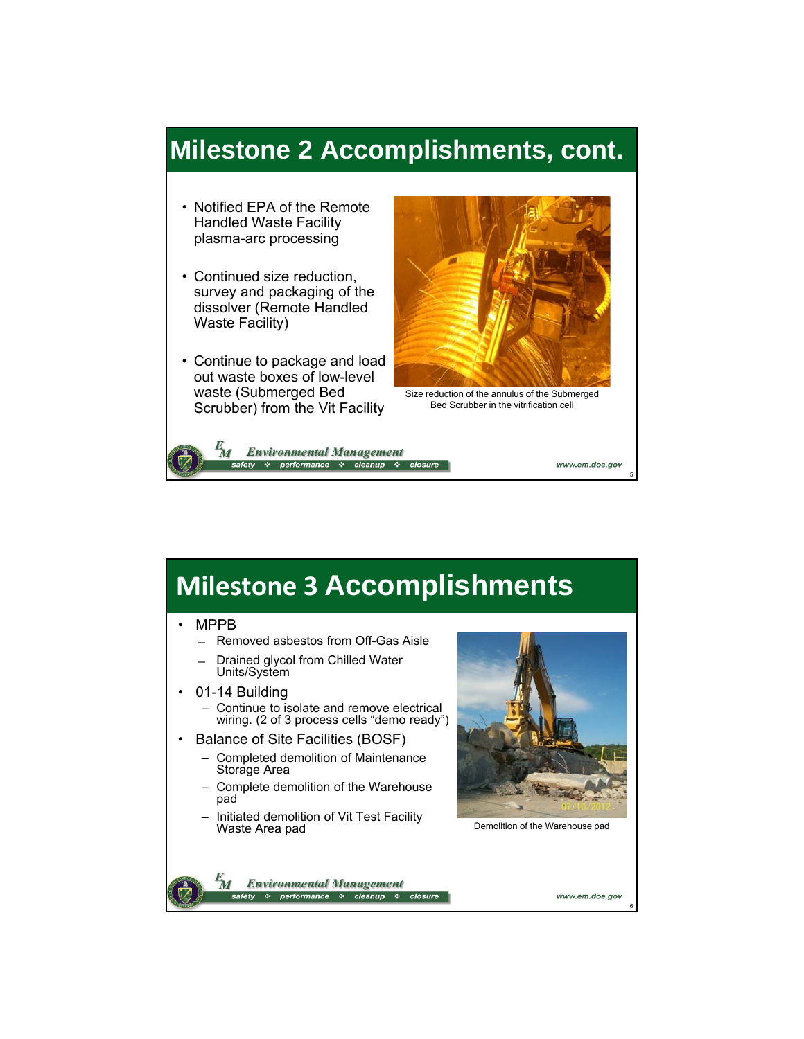# Milestone 2 Accomplishments, cont.

- Notified EPA of the Remote Handled Waste Facility plasma-arc processing
- Continued size reduction, survey and packaging of the dissolver (Remote Handled Waste Facility)
- Continue to package and load out waste boxes of low-level waste (Submerged Bed Scrubber) from the Vit Facility

Size reduction of the annulus of the Submerged Bed Scrubber in the vitrification cell

# Milestone 3 Accomplishments

- MPPB
  - Removed asbestos from Off-Gas Aisle
  - Drained glycol from Chilled Water Units/System
- 01-14 Building
  - Continue to isolate and remove electrical wiring. (2 of 3 process cells "demo ready")
- Balance of Site Facilities (BOSF)
  - Completed demolition of Maintenance Storage Area
  - Complete demolition of the Warehouse pad
  - Initiated demolition of Vit Test Facility Waste Area pad

Demolition of the Warehouse pad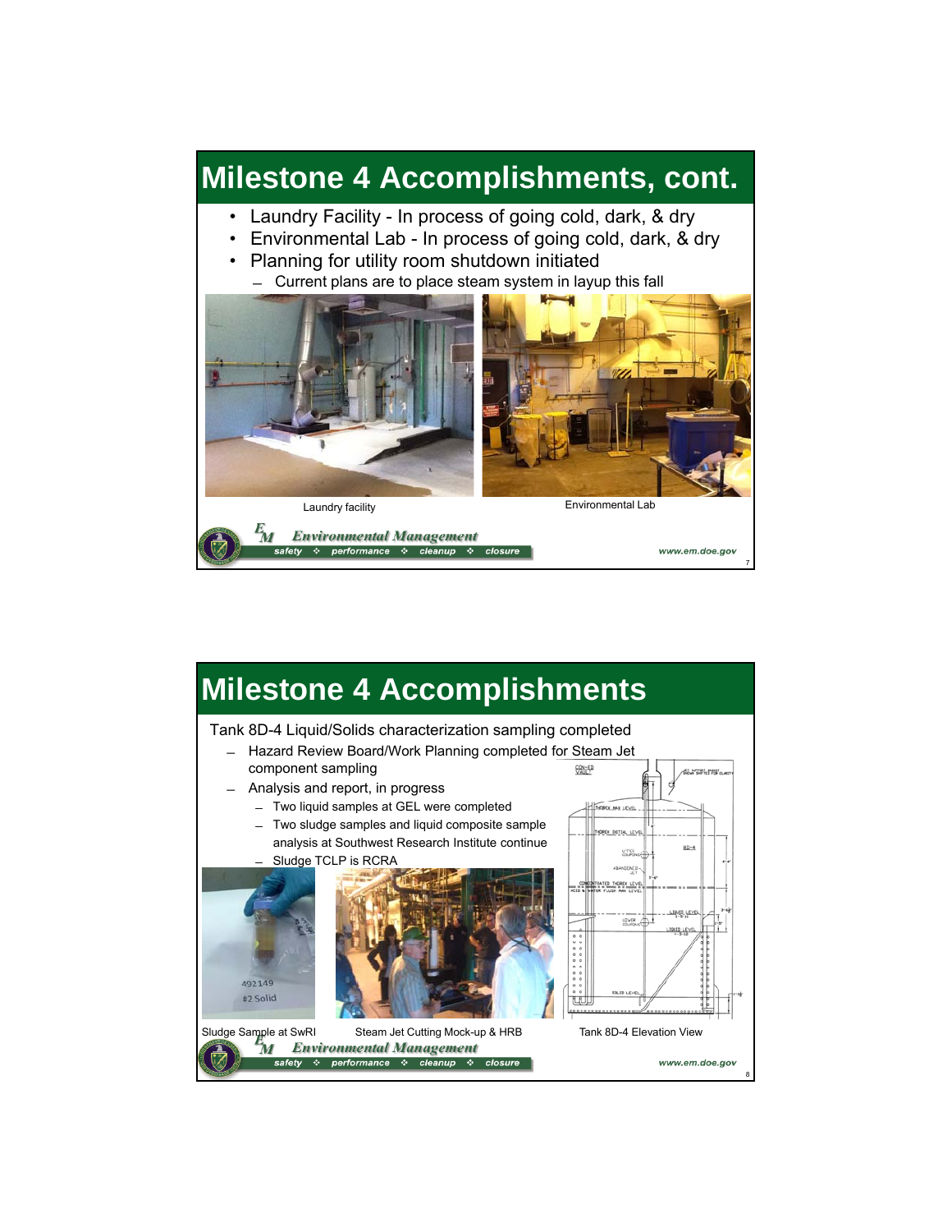# Milestone 4 Accomplishments, cont.

- Laundry Facility - In process of going cold, dark, & dry
- Environmental Lab - In process of going cold, dark, & dry
- Planning for utility room shutdown initiated
  - Current plans are to place steam system in layup this fall

Laundry facility

Environmental Lab

# Milestone 4 Accomplishments

Tank 8D-4 Liquid/Solids characterization sampling completed

- Hazard Review Board/Work Planning completed for Steam Jet component sampling
- Analysis and report, in progress
  - Two liquid samples at GEL were completed
  - Two sludge samples and liquid composite sample analysis at Southwest Research Institute continue
  - Sludge TCLP is RCRA

Sludge Sample at SwRI

Steam Jet Cutting Mock-up & HRB

Tank 8D-4 Elevation View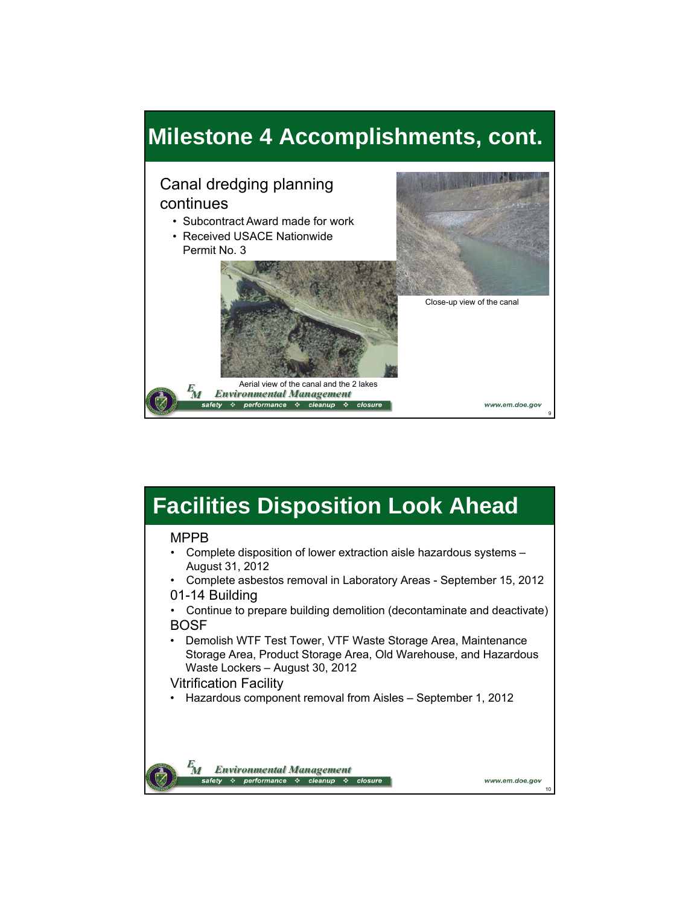# Milestone 4 Accomplishments, cont.

Canal dredging planning continues

- Subcontract Award made for work
- Received USACE Nationwide Permit No. 3

Close-up view of the canal

Aerial view of the canal and the 2 lakes

# Facilities Disposition Look Ahead

MPPB

- Complete disposition of lower extraction aisle hazardous systems – August 31, 2012
- Complete asbestos removal in Laboratory Areas - September 15, 2012

01-14 Building

- Continue to prepare building demolition (decontaminate and deactivate)

BOSF

- Demolish WTF Test Tower, VTF Waste Storage Area, Maintenance Storage Area, Product Storage Area, Old Warehouse, and Hazardous Waste Lockers – August 30, 2012

Vitrification Facility

- Hazardous component removal from Aisles – September 1, 2012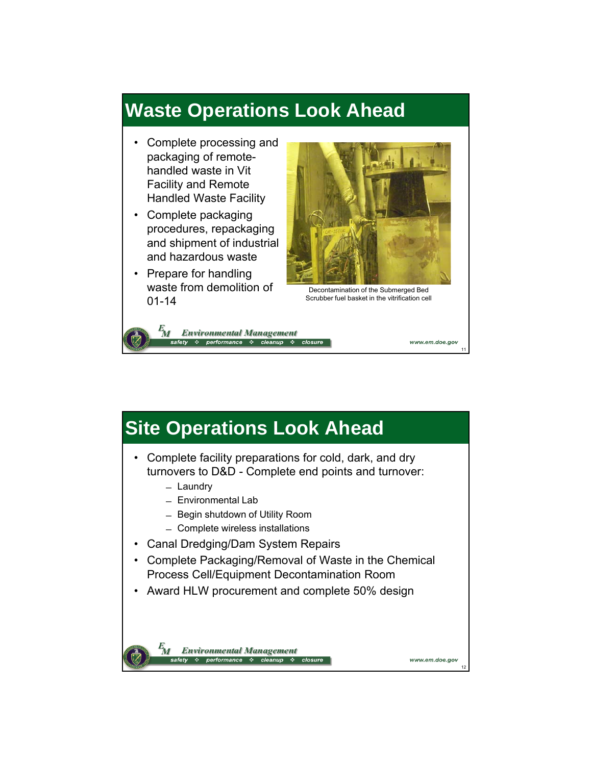## Waste Operations Look Ahead

- Complete processing and packaging of remote-handled waste in Vit Facility and Remote Handled Waste Facility
- Complete packaging procedures, repackaging and shipment of industrial and hazardous waste
- Prepare for handling waste from demolition of 01-14

Decontamination of the Submerged Bed Scrubber fuel basket in the vitrification cell

## Site Operations Look Ahead

- Complete facility preparations for cold, dark, and dry turnovers to D&D - Complete end points and turnover:
  - Laundry
  - Environmental Lab
  - Begin shutdown of Utility Room
  - Complete wireless installations
- Canal Dredging/Dam System Repairs
- Complete Packaging/Removal of Waste in the Chemical Process Cell/Equipment Decontamination Room
- Award HLW procurement and complete 50% design